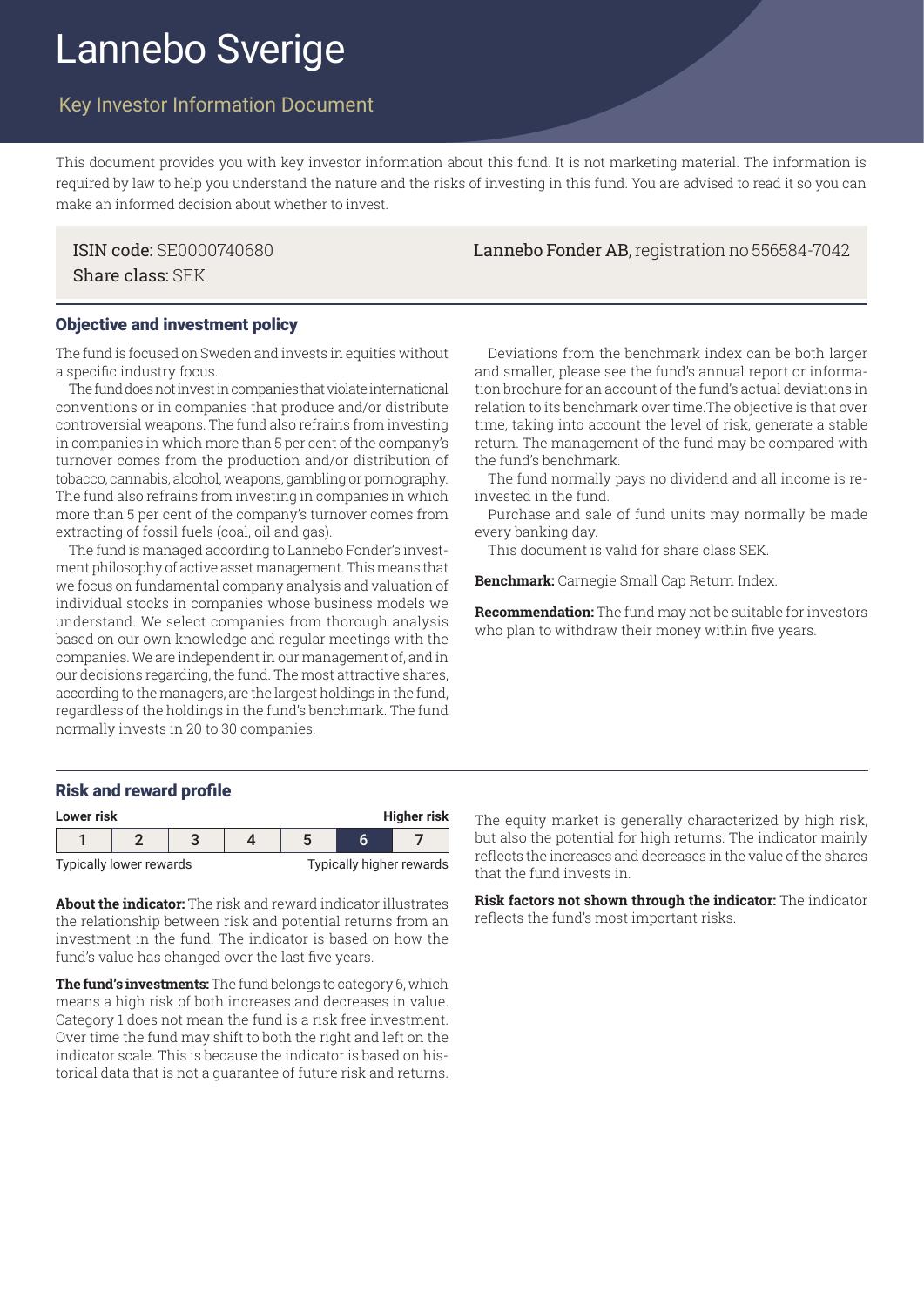# Lannebo Sverige

## Key Investor Information Document

This document provides you with key investor information about this fund. It is not marketing material. The information is required by law to help you understand the nature and the risks of investing in this fund. You are advised to read it so you can make an informed decision about whether to invest.

ISIN code: SE0000740680
Share class: SEK

**Lannebo Fonder AB**, registration no 556584-7042

### Objective and investment policy

The fund is focused on Sweden and invests in equities without a specific industry focus.

The fund does not invest in companies that violate international conventions or in companies that produce and/or distribute controversial weapons. The fund also refrains from investing in companies in which more than 5 per cent of the company's turnover comes from the production and/or distribution of tobacco, cannabis, alcohol, weapons, gambling or pornography. The fund also refrains from investing in companies in which more than 5 per cent of the company's turnover comes from extracting of fossil fuels (coal, oil and gas).

The fund is managed according to Lannebo Fonder's investment philosophy of active asset management. This means that we focus on fundamental company analysis and valuation of individual stocks in companies whose business models we understand. We select companies from thorough analysis based on our own knowledge and regular meetings with the companies. We are independent in our management of, and in our decisions regarding, the fund. The most attractive shares, according to the managers, are the largest holdings in the fund, regardless of the holdings in the fund's benchmark. The fund normally invests in 20 to 30 companies.

Deviations from the benchmark index can be both larger and smaller, please see the fund's annual report or information brochure for an account of the fund's actual deviations in relation to its benchmark over time.The objective is that over time, taking into account the level of risk, generate a stable return. The management of the fund may be compared with the fund's benchmark.

The fund normally pays no dividend and all income is reinvested in the fund.

Purchase and sale of fund units may normally be made every banking day.

This document is valid for share class SEK.

**Benchmark:** Carnegie Small Cap Return Index.

**Recommendation:** The fund may not be suitable for investors who plan to withdraw their money within five years.

### Risk and reward profile

| Lower risk | | | | | | Higher risk |
|---|---|---|---|---|---|---|
| 1 | 2 | 3 | 4 | 5 | **6** | 7 |
| Typically lower rewards | | | | | | Typically higher rewards |

**About the indicator:** The risk and reward indicator illustrates the relationship between risk and potential returns from an investment in the fund. The indicator is based on how the fund's value has changed over the last five years.

**The fund's investments:** The fund belongs to category 6, which means a high risk of both increases and decreases in value. Category 1 does not mean the fund is a risk free investment. Over time the fund may shift to both the right and left on the indicator scale. This is because the indicator is based on historical data that is not a guarantee of future risk and returns.

The equity market is generally characterized by high risk, but also the potential for high returns. The indicator mainly reflects the increases and decreases in the value of the shares that the fund invests in.

**Risk factors not shown through the indicator:** The indicator reflects the fund's most important risks.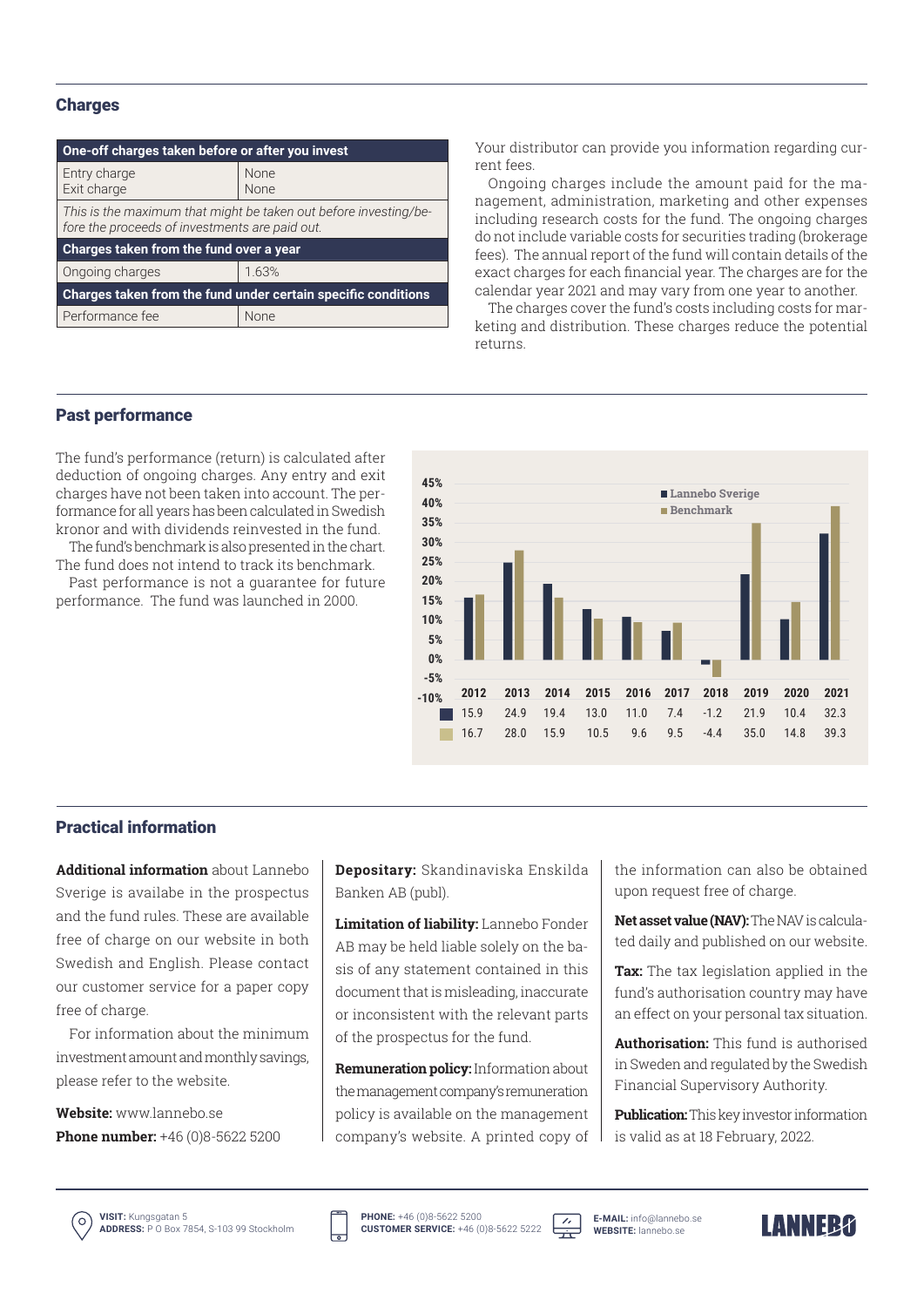## Charges

| One-off charges taken before or after you invest | |
|---|---|
| Entry charge<br>Exit charge | None<br>None |
| *This is the maximum that might be taken out before investing/before the proceeds of investments are paid out.* | |
| **Charges taken from the fund over a year** | |
| Ongoing charges | 1.63% |
| **Charges taken from the fund under certain specific conditions** | |
| Performance fee | None |

Your distributor can provide you information regarding current fees.

Ongoing charges include the amount paid for the management, administration, marketing and other expenses including research costs for the fund. The ongoing charges do not include variable costs for securities trading (brokerage fees). The annual report of the fund will contain details of the exact charges for each financial year. The charges are for the calendar year 2021 and may vary from one year to another.

The charges cover the fund's costs including costs for marketing and distribution. These charges reduce the potential returns.

## Past performance

The fund's performance (return) is calculated after deduction of ongoing charges. Any entry and exit charges have not been taken into account. The performance for all years has been calculated in Swedish kronor and with dividends reinvested in the fund.

The fund's benchmark is also presented in the chart. The fund does not intend to track its benchmark.

Past performance is not a guarantee for future performance. The fund was launched in 2000.

45%
40%
35%
30%
25%
20%
15%
10%
5%
0%
-5%
-10%

Lannebo Sverige
Benchmark

2012 2013 2014 2015 2016 2017 2018 2019 2020 2021

15.9 24.9 19.4 13.0 11.0 7.4 -1.2 21.9 10.4 32.3

16.7 28.0 15.9 10.5 9.6 9.5 -4.4 35.0 14.8 39.3

## Practical information

**Additional information** about Lannebo Sverige is availabe in the prospectus and the fund rules. These are available free of charge on our website in both Swedish and English. Please contact our customer service for a paper copy free of charge.

For information about the minimum investment amount and monthly savings, please refer to the website.

**Website:** www.lannebo.se
**Phone number:** +46 (0)8-5622 5200

**Depositary:** Skandinaviska Enskilda Banken AB (publ).

**Limitation of liability:** Lannebo Fonder AB may be held liable solely on the basis of any statement contained in this document that is misleading, inaccurate or inconsistent with the relevant parts of the prospectus for the fund.

**Remuneration policy:** Information about the management company's remuneration policy is available on the management company's website. A printed copy of the information can also be obtained upon request free of charge.

**Net asset value (NAV):** The NAV is calculated daily and published on our website.

**Tax:** The tax legislation applied in the fund's authorisation country may have an effect on your personal tax situation.

**Authorisation:** This fund is authorised in Sweden and regulated by the Swedish Financial Supervisory Authority.

**Publication:** This key investor information is valid as at 18 February, 2022.

**VISIT:** Kungsgatan 5
**ADDRESS:** P O Box 7854, S-103 99 Stockholm

**PHONE:** +46 (0)8-5622 5200
**CUSTOMER SERVICE:** +46 (0)8-5622 5222

**E-MAIL:** info@lannebo.se
**WEBSITE:** lannebo.se

LANNEBO